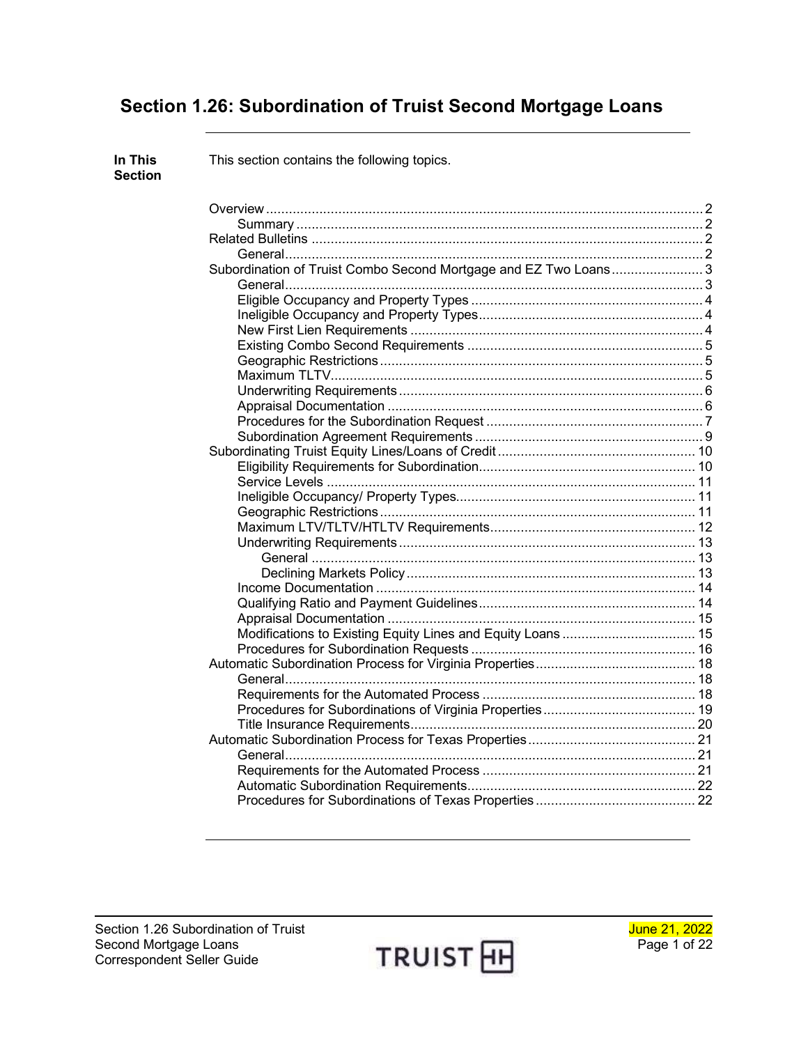# Section 1.26: Subordination of Truist Second Mortgage Loans

**In This Section**

This section contains the following topics.

- Overview ..... 2
  - Summary ..... 2
- Related Bulletins ..... 2
  - General ..... 2
- Subordination of Truist Combo Second Mortgage and EZ Two Loans ..... 3
  - General ..... 3
  - Eligible Occupancy and Property Types ..... 4
  - Ineligible Occupancy and Property Types ..... 4
  - New First Lien Requirements ..... 4
  - Existing Combo Second Requirements ..... 5
  - Geographic Restrictions ..... 5
  - Maximum TLTV ..... 5
  - Underwriting Requirements ..... 6
  - Appraisal Documentation ..... 6
  - Procedures for the Subordination Request ..... 7
  - Subordination Agreement Requirements ..... 9
- Subordinating Truist Equity Lines/Loans of Credit ..... 10
  - Eligibility Requirements for Subordination ..... 10
  - Service Levels ..... 11
  - Ineligible Occupancy/ Property Types ..... 11
  - Geographic Restrictions ..... 11
  - Maximum LTV/TLTV/HTLTV Requirements ..... 12
  - Underwriting Requirements ..... 13
    - General ..... 13
    - Declining Markets Policy ..... 13
  - Income Documentation ..... 14
  - Qualifying Ratio and Payment Guidelines ..... 14
  - Appraisal Documentation ..... 15
  - Modifications to Existing Equity Lines and Equity Loans ..... 15
  - Procedures for Subordination Requests ..... 16
- Automatic Subordination Process for Virginia Properties ..... 18
  - General ..... 18
  - Requirements for the Automated Process ..... 18
  - Procedures for Subordinations of Virginia Properties ..... 19
  - Title Insurance Requirements ..... 20
- Automatic Subordination Process for Texas Properties ..... 21
  - General ..... 21
  - Requirements for the Automated Process ..... 21
  - Automatic Subordination Requirements ..... 22
  - Procedures for Subordinations of Texas Properties ..... 22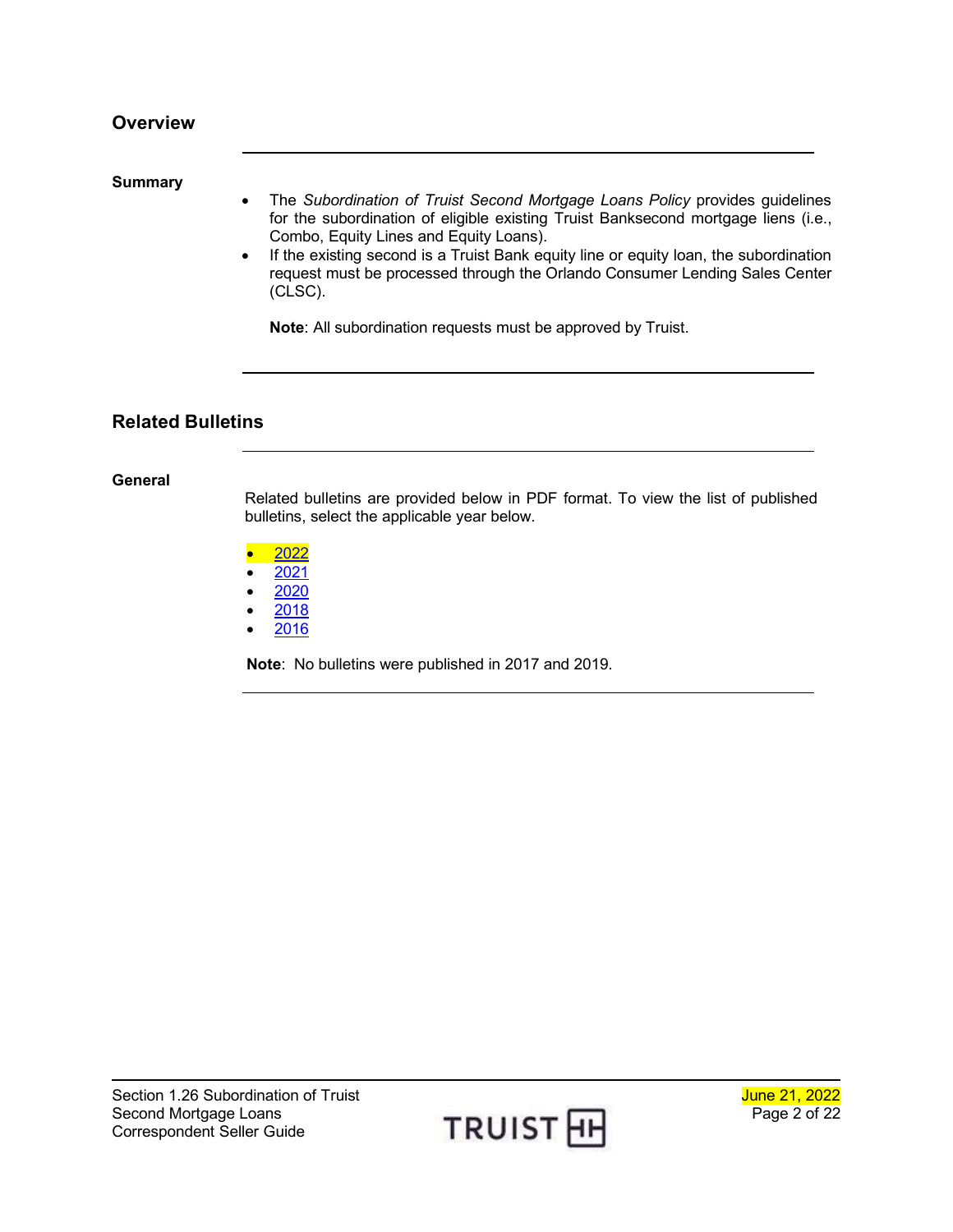## Overview

### Summary

- The *Subordination of Truist Second Mortgage Loans Policy* provides guidelines for the subordination of eligible existing Truist Banksecond mortgage liens (i.e., Combo, Equity Lines and Equity Loans).
- If the existing second is a Truist Bank equity line or equity loan, the subordination request must be processed through the Orlando Consumer Lending Sales Center (CLSC).

  **Note**: All subordination requests must be approved by Truist.

## Related Bulletins

### General

Related bulletins are provided below in PDF format. To view the list of published bulletins, select the applicable year below.

- 2022
- 2021
- 2020
- 2018
- 2016

**Note**: No bulletins were published in 2017 and 2019.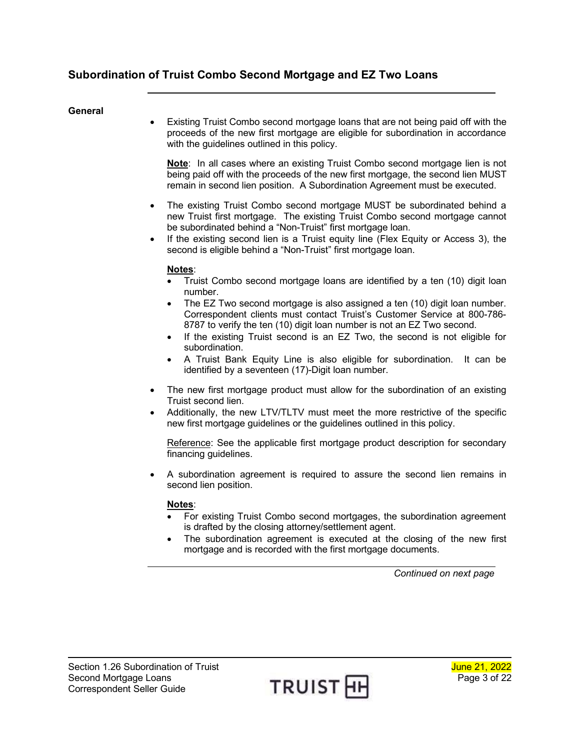## Subordination of Truist Combo Second Mortgage and EZ Two Loans

### General

- Existing Truist Combo second mortgage loans that are not being paid off with the proceeds of the new first mortgage are eligible for subordination in accordance with the guidelines outlined in this policy.

  **Note**: In all cases where an existing Truist Combo second mortgage lien is not being paid off with the proceeds of the new first mortgage, the second lien MUST remain in second lien position. A Subordination Agreement must be executed.

- The existing Truist Combo second mortgage MUST be subordinated behind a new Truist first mortgage. The existing Truist Combo second mortgage cannot be subordinated behind a "Non-Truist" first mortgage loan.
- If the existing second lien is a Truist equity line (Flex Equity or Access 3), the second is eligible behind a "Non-Truist" first mortgage loan.

  **Notes**:
  - Truist Combo second mortgage loans are identified by a ten (10) digit loan number.
  - The EZ Two second mortgage is also assigned a ten (10) digit loan number. Correspondent clients must contact Truist's Customer Service at 800-786-8787 to verify the ten (10) digit loan number is not an EZ Two second.
  - If the existing Truist second is an EZ Two, the second is not eligible for subordination.
  - A Truist Bank Equity Line is also eligible for subordination. It can be identified by a seventeen (17)-Digit loan number.

- The new first mortgage product must allow for the subordination of an existing Truist second lien.
- Additionally, the new LTV/TLTV must meet the more restrictive of the specific new first mortgage guidelines or the guidelines outlined in this policy.

  Reference: See the applicable first mortgage product description for secondary financing guidelines.

- A subordination agreement is required to assure the second lien remains in second lien position.

  **Notes**:
  - For existing Truist Combo second mortgages, the subordination agreement is drafted by the closing attorney/settlement agent.
  - The subordination agreement is executed at the closing of the new first mortgage and is recorded with the first mortgage documents.

*Continued on next page*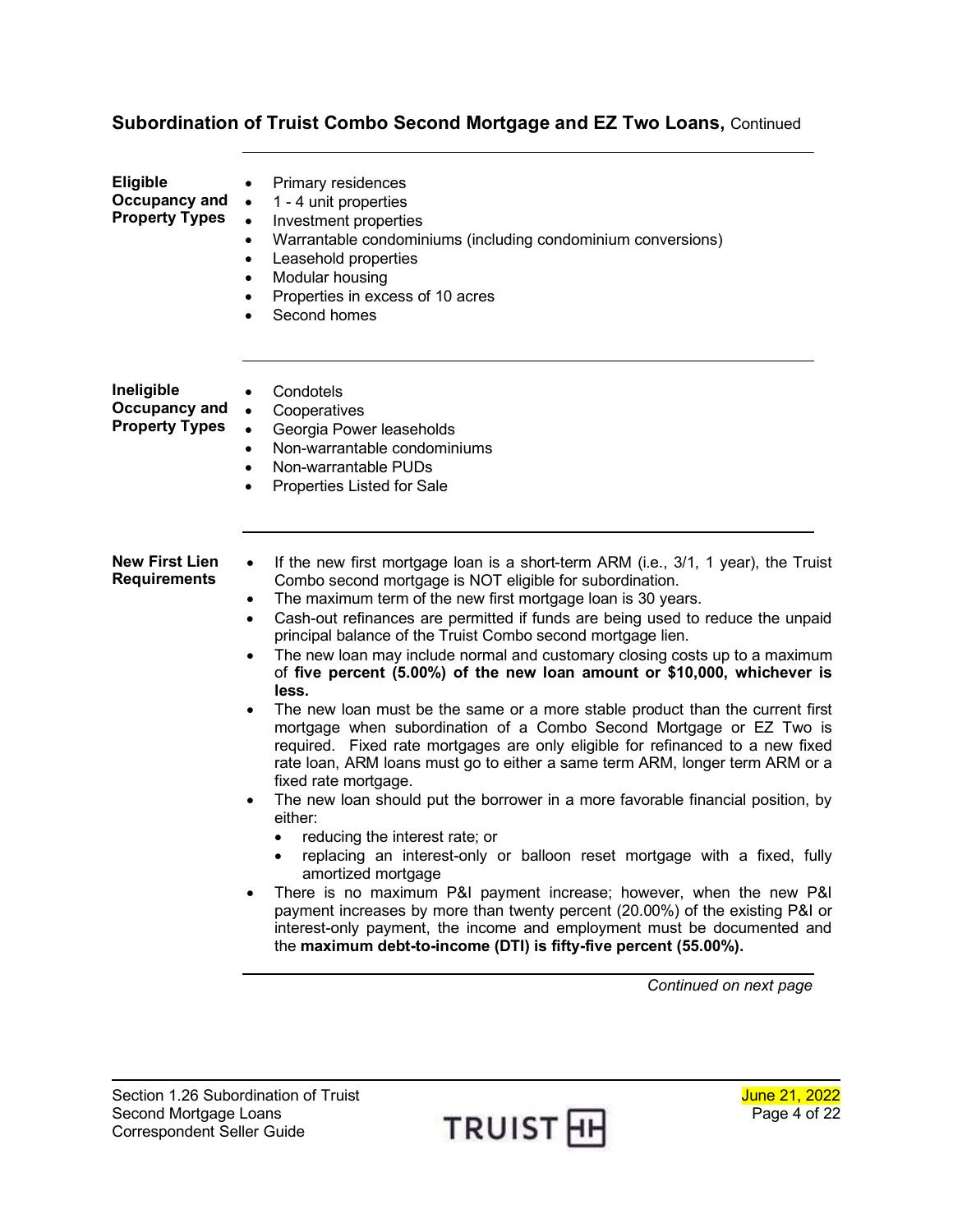## Subordination of Truist Combo Second Mortgage and EZ Two Loans, Continued

**Eligible Occupancy and Property Types**

- Primary residences
- 1 - 4 unit properties
- Investment properties
- Warrantable condominiums (including condominium conversions)
- Leasehold properties
- Modular housing
- Properties in excess of 10 acres
- Second homes

**Ineligible Occupancy and Property Types**

- Condotels
- Cooperatives
- Georgia Power leaseholds
- Non-warrantable condominiums
- Non-warrantable PUDs
- Properties Listed for Sale

**New First Lien Requirements**

- If the new first mortgage loan is a short-term ARM (i.e., 3/1, 1 year), the Truist Combo second mortgage is NOT eligible for subordination.
- The maximum term of the new first mortgage loan is 30 years.
- Cash-out refinances are permitted if funds are being used to reduce the unpaid principal balance of the Truist Combo second mortgage lien.
- The new loan may include normal and customary closing costs up to a maximum of **five percent (5.00%) of the new loan amount or $10,000, whichever is less.**
- The new loan must be the same or a more stable product than the current first mortgage when subordination of a Combo Second Mortgage or EZ Two is required. Fixed rate mortgages are only eligible for refinanced to a new fixed rate loan, ARM loans must go to either a same term ARM, longer term ARM or a fixed rate mortgage.
- The new loan should put the borrower in a more favorable financial position, by either:
  - reducing the interest rate; or
  - replacing an interest-only or balloon reset mortgage with a fixed, fully amortized mortgage
- There is no maximum P&I payment increase; however, when the new P&I payment increases by more than twenty percent (20.00%) of the existing P&I or interest-only payment, the income and employment must be documented and the **maximum debt-to-income (DTI) is fifty-five percent (55.00%).**

*Continued on next page*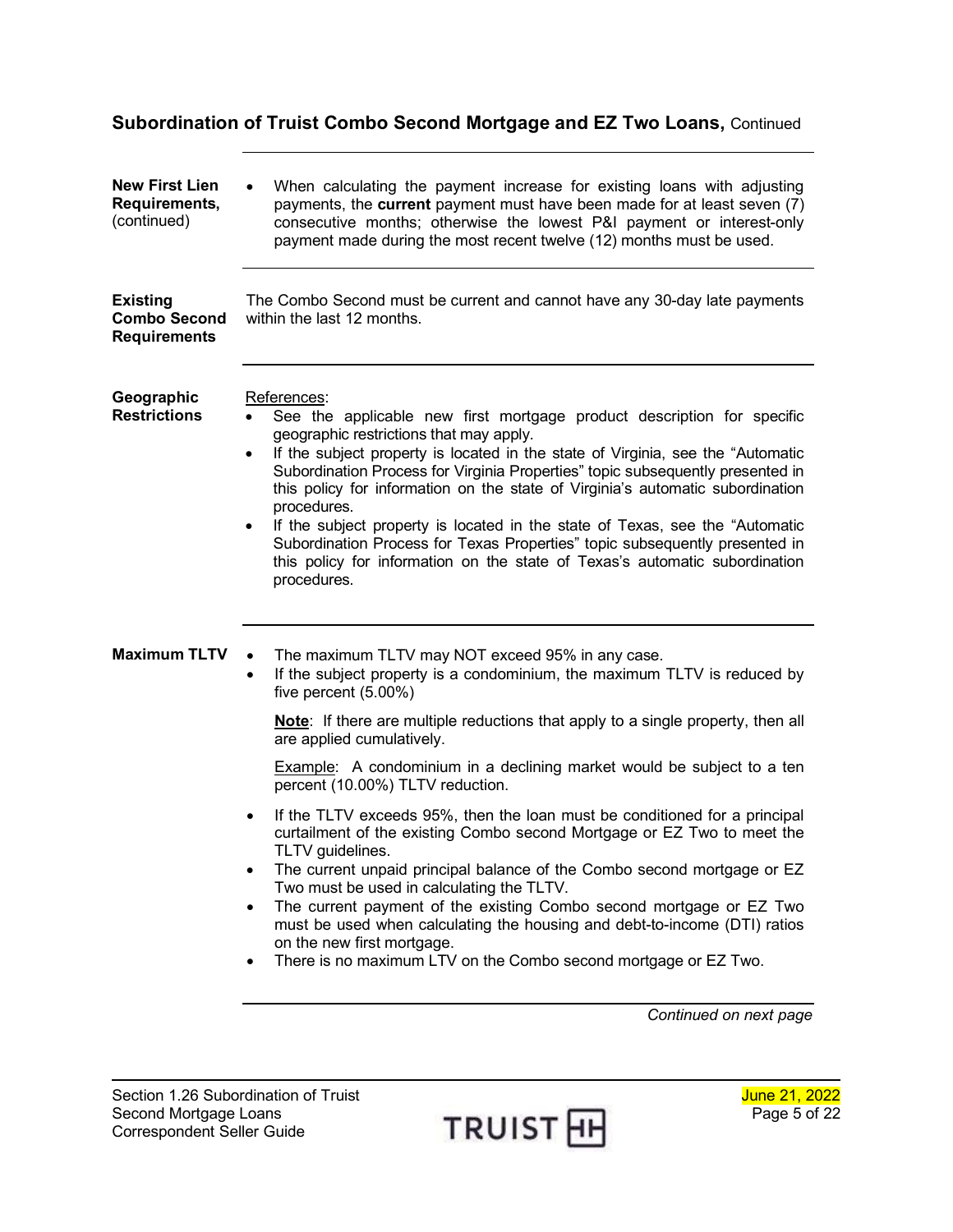## Subordination of Truist Combo Second Mortgage and EZ Two Loans, Continued

**New First Lien Requirements,** (continued)

- When calculating the payment increase for existing loans with adjusting payments, the **current** payment must have been made for at least seven (7) consecutive months; otherwise the lowest P&I payment or interest-only payment made during the most recent twelve (12) months must be used.

**Existing Combo Second Requirements**

The Combo Second must be current and cannot have any 30-day late payments within the last 12 months.

**Geographic Restrictions**

References:

- See the applicable new first mortgage product description for specific geographic restrictions that may apply.
- If the subject property is located in the state of Virginia, see the "Automatic Subordination Process for Virginia Properties" topic subsequently presented in this policy for information on the state of Virginia's automatic subordination procedures.
- If the subject property is located in the state of Texas, see the "Automatic Subordination Process for Texas Properties" topic subsequently presented in this policy for information on the state of Texas's automatic subordination procedures.

**Maximum TLTV**

- The maximum TLTV may NOT exceed 95% in any case.
- If the subject property is a condominium, the maximum TLTV is reduced by five percent (5.00%)

  **Note**: If there are multiple reductions that apply to a single property, then all are applied cumulatively.

  Example: A condominium in a declining market would be subject to a ten percent (10.00%) TLTV reduction.

- If the TLTV exceeds 95%, then the loan must be conditioned for a principal curtailment of the existing Combo second Mortgage or EZ Two to meet the TLTV guidelines.
- The current unpaid principal balance of the Combo second mortgage or EZ Two must be used in calculating the TLTV.
- The current payment of the existing Combo second mortgage or EZ Two must be used when calculating the housing and debt-to-income (DTI) ratios on the new first mortgage.
- There is no maximum LTV on the Combo second mortgage or EZ Two.

*Continued on next page*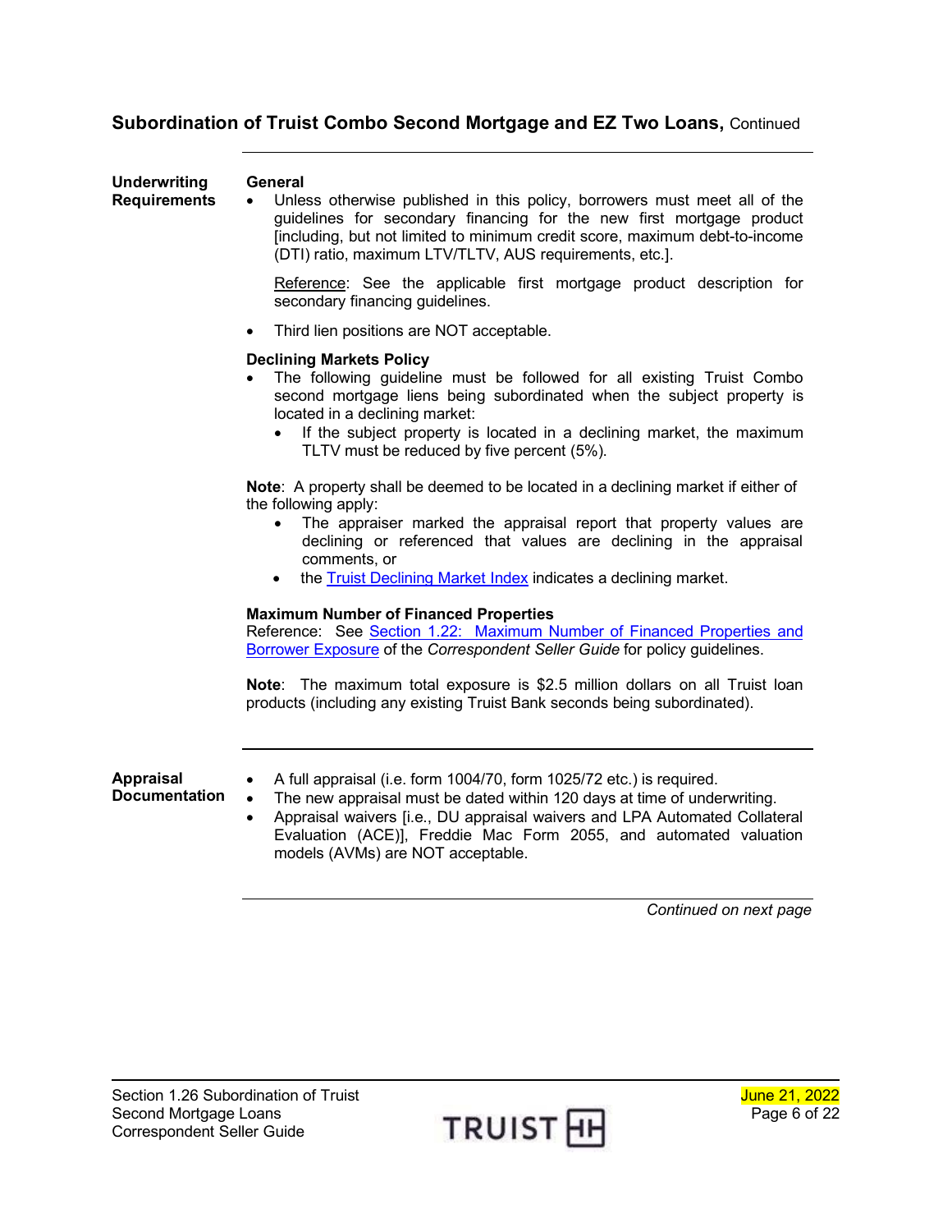## Subordination of Truist Combo Second Mortgage and EZ Two Loans, Continued

### Underwriting Requirements

**General**

- Unless otherwise published in this policy, borrowers must meet all of the guidelines for secondary financing for the new first mortgage product [including, but not limited to minimum credit score, maximum debt-to-income (DTI) ratio, maximum LTV/TLTV, AUS requirements, etc.].

  Reference: See the applicable first mortgage product description for secondary financing guidelines.

- Third lien positions are NOT acceptable.

**Declining Markets Policy**

- The following guideline must be followed for all existing Truist Combo second mortgage liens being subordinated when the subject property is located in a declining market:
  - If the subject property is located in a declining market, the maximum TLTV must be reduced by five percent (5%).

**Note**: A property shall be deemed to be located in a declining market if either of the following apply:

- The appraiser marked the appraisal report that property values are declining or referenced that values are declining in the appraisal comments, or
- the Truist Declining Market Index indicates a declining market.

**Maximum Number of Financed Properties**

Reference: See Section 1.22: Maximum Number of Financed Properties and Borrower Exposure of the *Correspondent Seller Guide* for policy guidelines.

**Note**: The maximum total exposure is $2.5 million dollars on all Truist loan products (including any existing Truist Bank seconds being subordinated).

### Appraisal Documentation

- A full appraisal (i.e. form 1004/70, form 1025/72 etc.) is required.
- The new appraisal must be dated within 120 days at time of underwriting.
- Appraisal waivers [i.e., DU appraisal waivers and LPA Automated Collateral Evaluation (ACE)], Freddie Mac Form 2055, and automated valuation models (AVMs) are NOT acceptable.

*Continued on next page*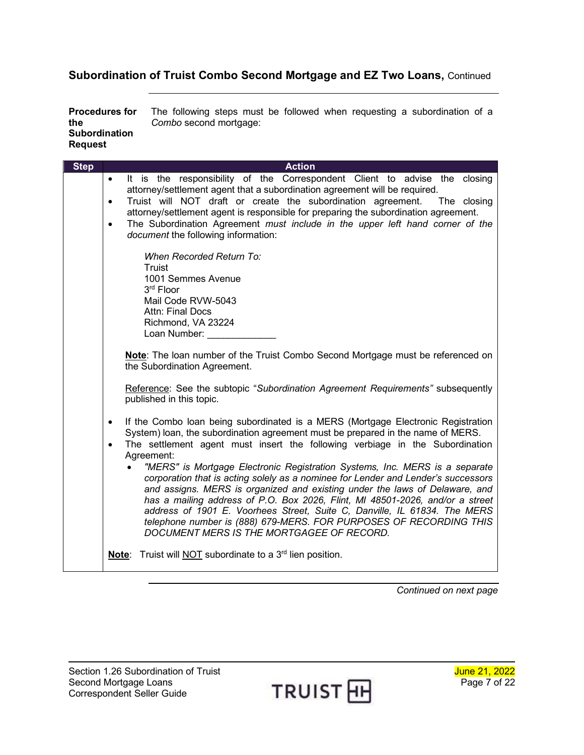## Subordination of Truist Combo Second Mortgage and EZ Two Loans, Continued

**Procedures for the Subordination Request**

The following steps must be followed when requesting a subordination of a *Combo* second mortgage:

| Step | Action |
|---|---|
| | • It is the responsibility of the Correspondent Client to advise the closing attorney/settlement agent that a subordination agreement will be required.<br>• Truist will NOT draft or create the subordination agreement. The closing attorney/settlement agent is responsible for preparing the subordination agreement.<br>• The Subordination Agreement *must include in the upper left hand corner of the document* the following information:<br><br>*When Recorded Return To:*<br>Truist<br>1001 Semmes Avenue<br>3rd Floor<br>Mail Code RVW-5043<br>Attn: Final Docs<br>Richmond, VA 23224<br>Loan Number: _____________<br><br>**Note**: The loan number of the Truist Combo Second Mortgage must be referenced on the Subordination Agreement.<br><br>Reference: See the subtopic "*Subordination Agreement Requirements"* subsequently published in this topic.<br><br>• If the Combo loan being subordinated is a MERS (Mortgage Electronic Registration System) loan, the subordination agreement must be prepared in the name of MERS.<br>• The settlement agent must insert the following verbiage in the Subordination Agreement:<br>  • *"MERS" is Mortgage Electronic Registration Systems, Inc. MERS is a separate corporation that is acting solely as a nominee for Lender and Lender's successors and assigns. MERS is organized and existing under the laws of Delaware, and has a mailing address of P.O. Box 2026, Flint, MI 48501-2026, and/or a street address of 1901 E. Voorhees Street, Suite C, Danville, IL 61834. The MERS telephone number is (888) 679-MERS. FOR PURPOSES OF RECORDING THIS DOCUMENT MERS IS THE MORTGAGEE OF RECORD.*<br><br>**Note**: Truist will NOT subordinate to a 3rd lien position. |

*Continued on next page*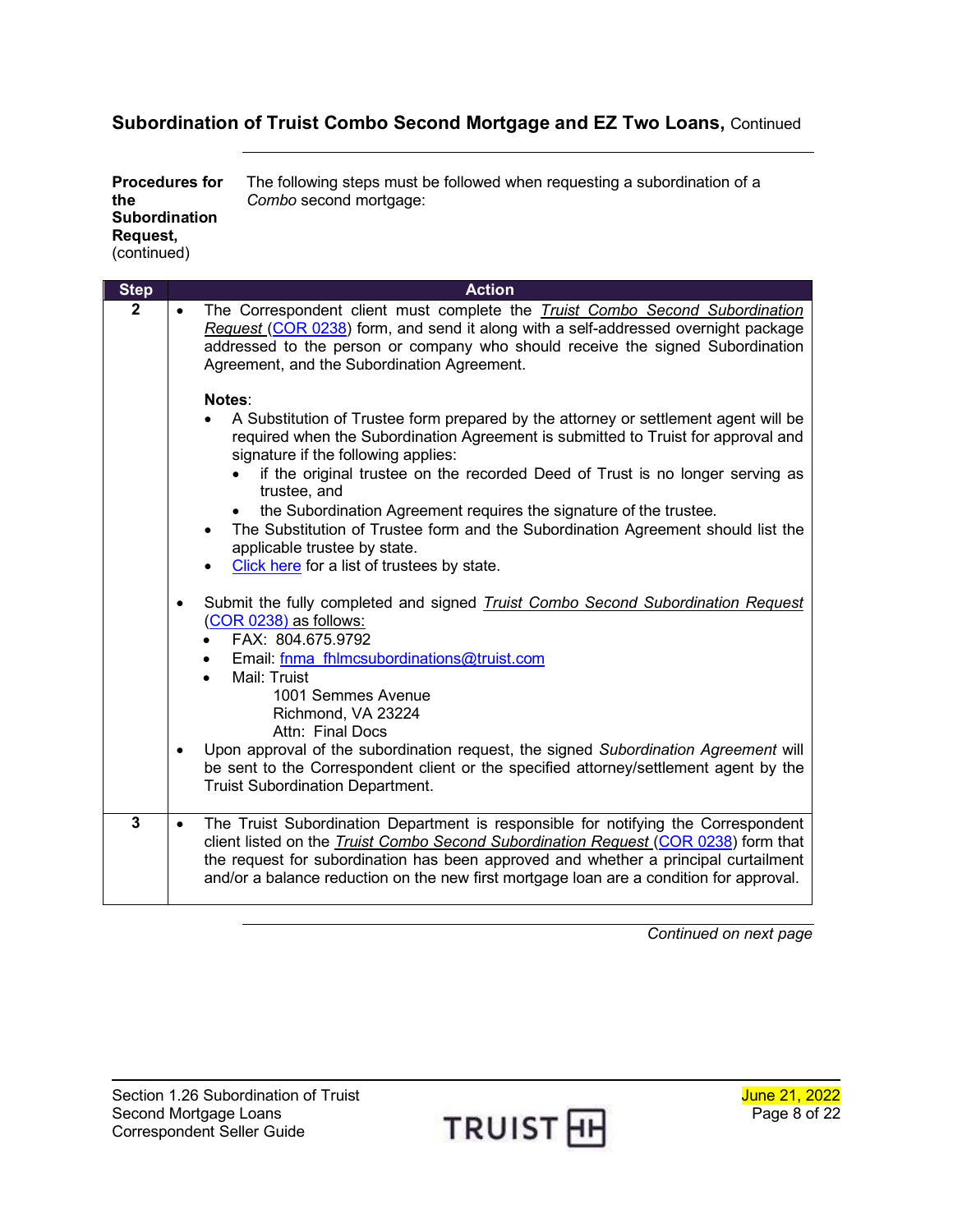## Subordination of Truist Combo Second Mortgage and EZ Two Loans, Continued

**Procedures for the Subordination Request,** (continued)

The following steps must be followed when requesting a subordination of a *Combo* second mortgage:

| Step | Action |
|---|---|
| 2 | • The Correspondent client must complete the ***Truist Combo Second Subordination Request*** (COR 0238) form, and send it along with a self-addressed overnight package addressed to the person or company who should receive the signed Subordination Agreement, and the Subordination Agreement.<br><br>**Notes**:<br>• A Substitution of Trustee form prepared by the attorney or settlement agent will be required when the Subordination Agreement is submitted to Truist for approval and signature if the following applies:<br>  ◦ if the original trustee on the recorded Deed of Trust is no longer serving as trustee, and<br>  ◦ the Subordination Agreement requires the signature of the trustee.<br>• The Substitution of Trustee form and the Subordination Agreement should list the applicable trustee by state.<br>• Click here for a list of trustees by state.<br><br>• Submit the fully completed and signed ***Truist Combo Second Subordination Request*** (COR 0238) as follows:<br>  ◦ FAX: 804.675.9792<br>  ◦ Email: fnma_fhlmcsubordinations@truist.com<br>  ◦ Mail: Truist<br>    1001 Semmes Avenue<br>    Richmond, VA 23224<br>    Attn: Final Docs<br>• Upon approval of the subordination request, the signed *Subordination Agreement* will be sent to the Correspondent client or the specified attorney/settlement agent by the Truist Subordination Department. |
| 3 | • The Truist Subordination Department is responsible for notifying the Correspondent client listed on the ***Truist Combo Second Subordination Request*** (COR 0238) form that the request for subordination has been approved and whether a principal curtailment and/or a balance reduction on the new first mortgage loan are a condition for approval. |

*Continued on next page*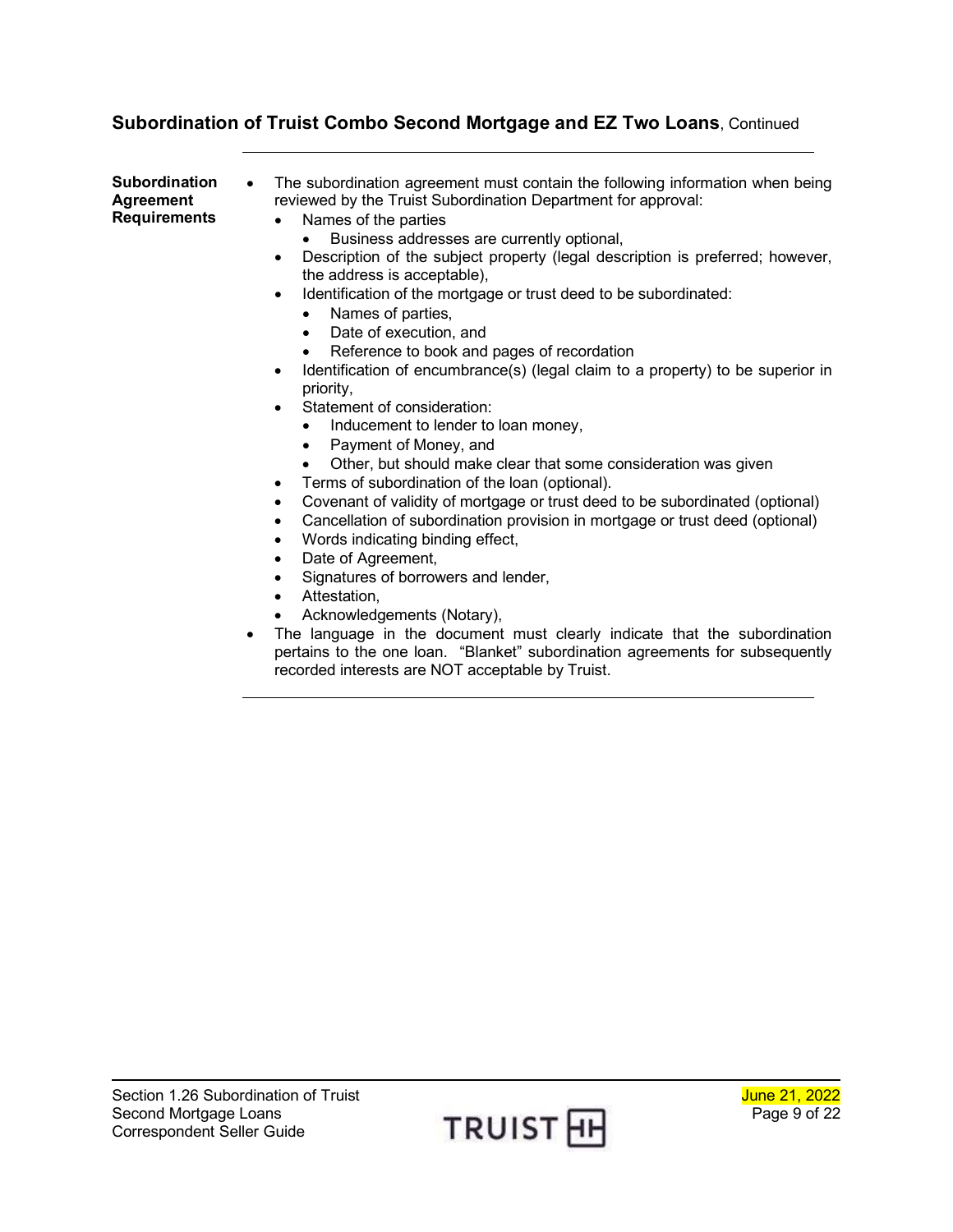## Subordination of Truist Combo Second Mortgage and EZ Two Loans, Continued

**Subordination Agreement Requirements**

- The subordination agreement must contain the following information when being reviewed by the Truist Subordination Department for approval:
  - Names of the parties
    - Business addresses are currently optional,
  - Description of the subject property (legal description is preferred; however, the address is acceptable),
  - Identification of the mortgage or trust deed to be subordinated:
    - Names of parties,
    - Date of execution, and
    - Reference to book and pages of recordation
  - Identification of encumbrance(s) (legal claim to a property) to be superior in priority,
  - Statement of consideration:
    - Inducement to lender to loan money,
    - Payment of Money, and
    - Other, but should make clear that some consideration was given
  - Terms of subordination of the loan (optional).
  - Covenant of validity of mortgage or trust deed to be subordinated (optional)
  - Cancellation of subordination provision in mortgage or trust deed (optional)
  - Words indicating binding effect,
  - Date of Agreement,
  - Signatures of borrowers and lender,
  - Attestation,
  - Acknowledgements (Notary),
- The language in the document must clearly indicate that the subordination pertains to the one loan. "Blanket" subordination agreements for subsequently recorded interests are NOT acceptable by Truist.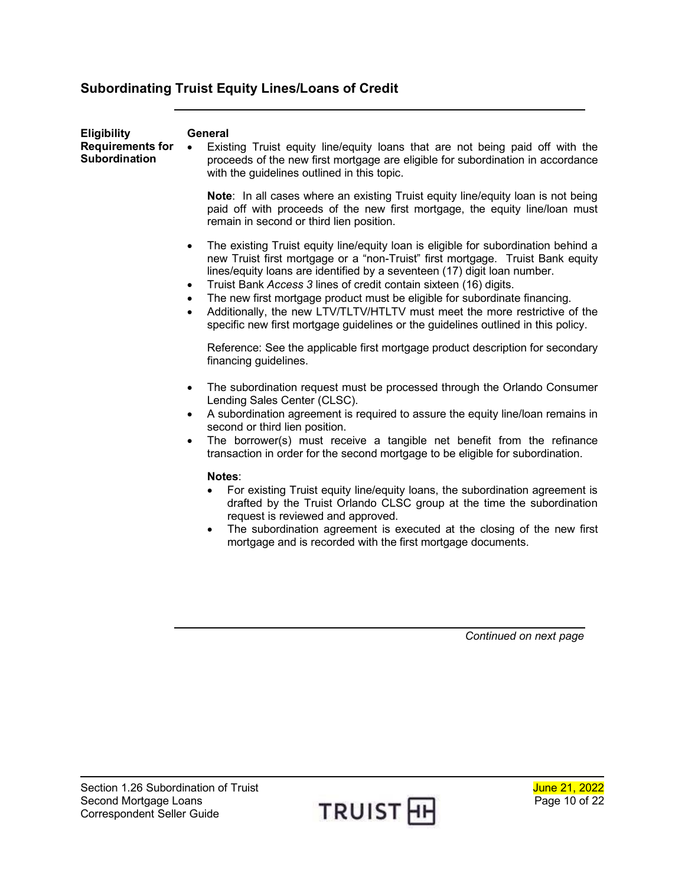## Subordinating Truist Equity Lines/Loans of Credit

**Eligibility Requirements for Subordination**

**General**

- Existing Truist equity line/equity loans that are not being paid off with the proceeds of the new first mortgage are eligible for subordination in accordance with the guidelines outlined in this topic.

  **Note**: In all cases where an existing Truist equity line/equity loan is not being paid off with proceeds of the new first mortgage, the equity line/loan must remain in second or third lien position.

- The existing Truist equity line/equity loan is eligible for subordination behind a new Truist first mortgage or a "non-Truist" first mortgage. Truist Bank equity lines/equity loans are identified by a seventeen (17) digit loan number.
- Truist Bank *Access 3* lines of credit contain sixteen (16) digits.
- The new first mortgage product must be eligible for subordinate financing.
- Additionally, the new LTV/TLTV/HTLTV must meet the more restrictive of the specific new first mortgage guidelines or the guidelines outlined in this policy.

  Reference: See the applicable first mortgage product description for secondary financing guidelines.

- The subordination request must be processed through the Orlando Consumer Lending Sales Center (CLSC).
- A subordination agreement is required to assure the equity line/loan remains in second or third lien position.
- The borrower(s) must receive a tangible net benefit from the refinance transaction in order for the second mortgage to be eligible for subordination.

  **Notes**:
  - For existing Truist equity line/equity loans, the subordination agreement is drafted by the Truist Orlando CLSC group at the time the subordination request is reviewed and approved.
  - The subordination agreement is executed at the closing of the new first mortgage and is recorded with the first mortgage documents.

*Continued on next page*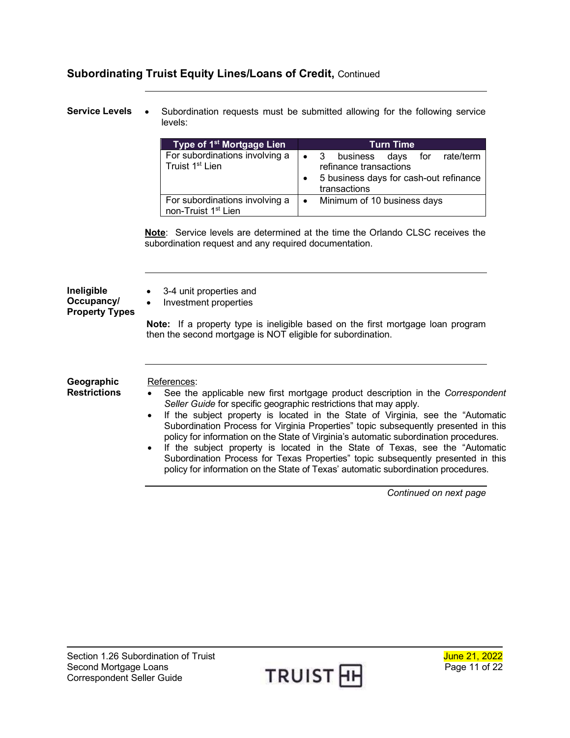## Subordinating Truist Equity Lines/Loans of Credit, Continued

**Service Levels**

- Subordination requests must be submitted allowing for the following service levels:

| Type of 1st Mortgage Lien | Turn Time |
|---|---|
| For subordinations involving a Truist 1st Lien | • 3 business days for rate/term refinance transactions<br>• 5 business days for cash-out refinance transactions |
| For subordinations involving a non-Truist 1st Lien | • Minimum of 10 business days |

**Note**: Service levels are determined at the time the Orlando CLSC receives the subordination request and any required documentation.

**Ineligible Occupancy/ Property Types**

- 3-4 unit properties and
- Investment properties

**Note:** If a property type is ineligible based on the first mortgage loan program then the second mortgage is NOT eligible for subordination.

**Geographic Restrictions**

References:

- See the applicable new first mortgage product description in the *Correspondent Seller Guide* for specific geographic restrictions that may apply.
- If the subject property is located in the State of Virginia, see the "Automatic Subordination Process for Virginia Properties" topic subsequently presented in this policy for information on the State of Virginia's automatic subordination procedures.
- If the subject property is located in the State of Texas, see the "Automatic Subordination Process for Texas Properties" topic subsequently presented in this policy for information on the State of Texas' automatic subordination procedures.

*Continued on next page*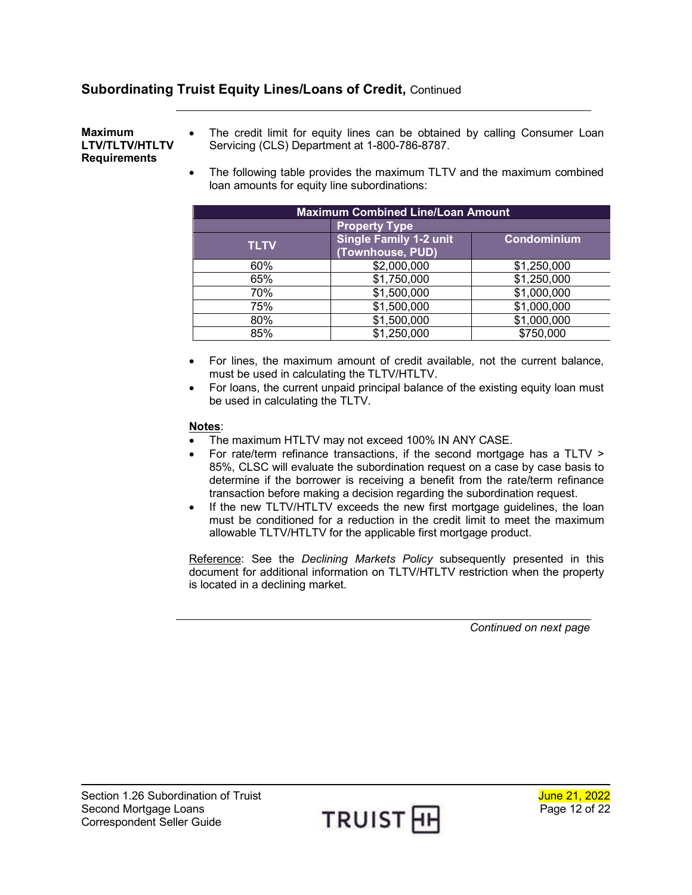## Subordinating Truist Equity Lines/Loans of Credit, Continued

**Maximum LTV/TLTV/HTLTV Requirements**

- The credit limit for equity lines can be obtained by calling Consumer Loan Servicing (CLS) Department at 1-800-786-8787.
- The following table provides the maximum TLTV and the maximum combined loan amounts for equity line subordinations:

| Maximum Combined Line/Loan Amount | | |
|---|---|---|
| | Property Type | |
| TLTV | Single Family 1-2 unit (Townhouse, PUD) | Condominium |
| 60% | $2,000,000 | $1,250,000 |
| 65% | $1,750,000 | $1,250,000 |
| 70% | $1,500,000 | $1,000,000 |
| 75% | $1,500,000 | $1,000,000 |
| 80% | $1,500,000 | $1,000,000 |
| 85% | $1,250,000 | $750,000 |

- For lines, the maximum amount of credit available, not the current balance, must be used in calculating the TLTV/HTLTV.
- For loans, the current unpaid principal balance of the existing equity loan must be used in calculating the TLTV.

**Notes**:

- The maximum HTLTV may not exceed 100% IN ANY CASE.
- For rate/term refinance transactions, if the second mortgage has a TLTV > 85%, CLSC will evaluate the subordination request on a case by case basis to determine if the borrower is receiving a benefit from the rate/term refinance transaction before making a decision regarding the subordination request.
- If the new TLTV/HTLTV exceeds the new first mortgage guidelines, the loan must be conditioned for a reduction in the credit limit to meet the maximum allowable TLTV/HTLTV for the applicable first mortgage product.

Reference: See the *Declining Markets Policy* subsequently presented in this document for additional information on TLTV/HTLTV restriction when the property is located in a declining market.

*Continued on next page*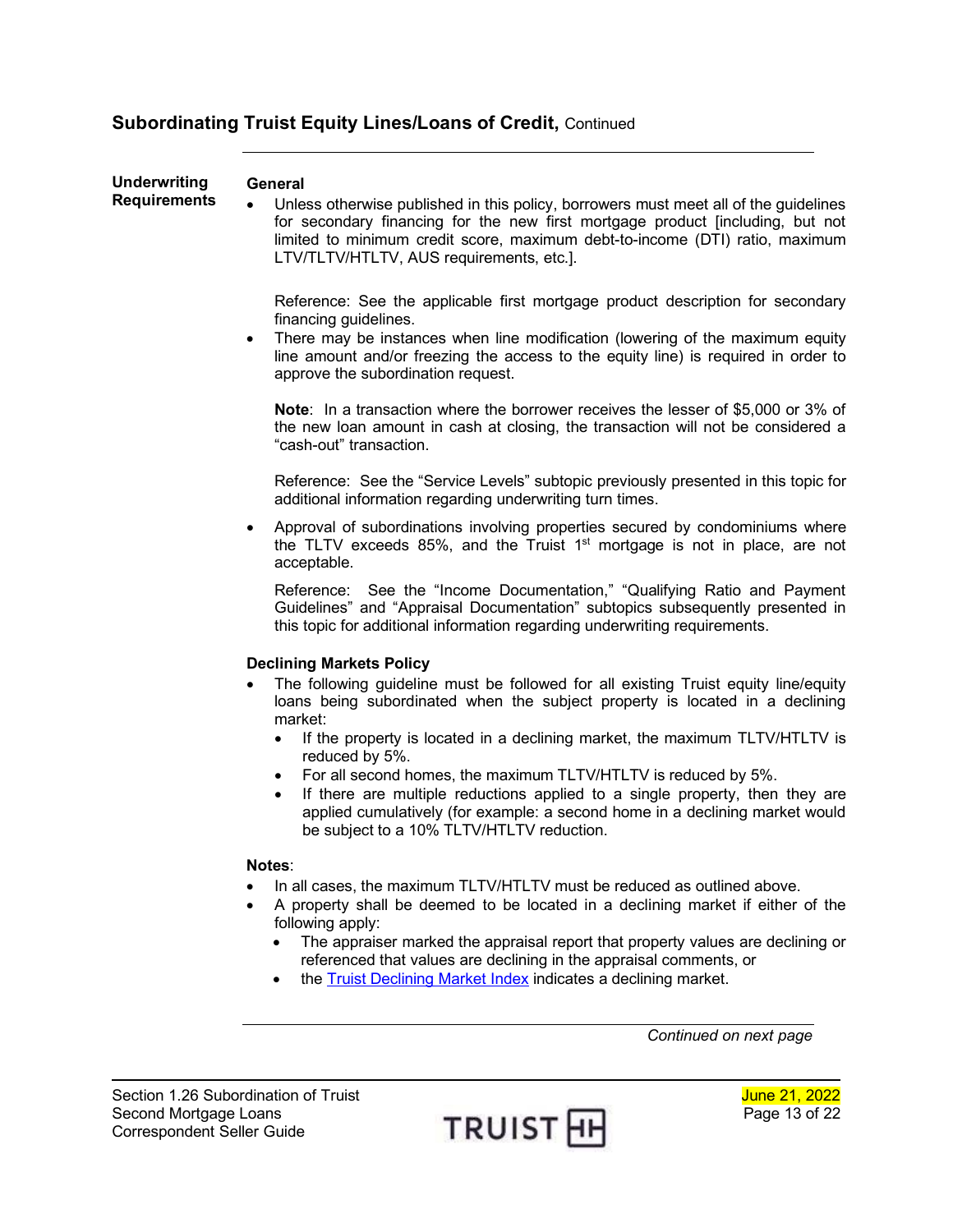## Subordinating Truist Equity Lines/Loans of Credit, Continued

### Underwriting Requirements

**General**

- Unless otherwise published in this policy, borrowers must meet all of the guidelines for secondary financing for the new first mortgage product [including, but not limited to minimum credit score, maximum debt-to-income (DTI) ratio, maximum LTV/TLTV/HTLTV, AUS requirements, etc.].

  Reference: See the applicable first mortgage product description for secondary financing guidelines.
- There may be instances when line modification (lowering of the maximum equity line amount and/or freezing the access to the equity line) is required in order to approve the subordination request.

  **Note**: In a transaction where the borrower receives the lesser of $5,000 or 3% of the new loan amount in cash at closing, the transaction will not be considered a "cash-out" transaction.

  Reference: See the "Service Levels" subtopic previously presented in this topic for additional information regarding underwriting turn times.
- Approval of subordinations involving properties secured by condominiums where the TLTV exceeds 85%, and the Truist 1st mortgage is not in place, are not acceptable.

  Reference: See the "Income Documentation," "Qualifying Ratio and Payment Guidelines" and "Appraisal Documentation" subtopics subsequently presented in this topic for additional information regarding underwriting requirements.

**Declining Markets Policy**

- The following guideline must be followed for all existing Truist equity line/equity loans being subordinated when the subject property is located in a declining market:
  - If the property is located in a declining market, the maximum TLTV/HTLTV is reduced by 5%.
  - For all second homes, the maximum TLTV/HTLTV is reduced by 5%.
  - If there are multiple reductions applied to a single property, then they are applied cumulatively (for example: a second home in a declining market would be subject to a 10% TLTV/HTLTV reduction.

**Notes**:

- In all cases, the maximum TLTV/HTLTV must be reduced as outlined above.
- A property shall be deemed to be located in a declining market if either of the following apply:
  - The appraiser marked the appraisal report that property values are declining or referenced that values are declining in the appraisal comments, or
  - the Truist Declining Market Index indicates a declining market.

*Continued on next page*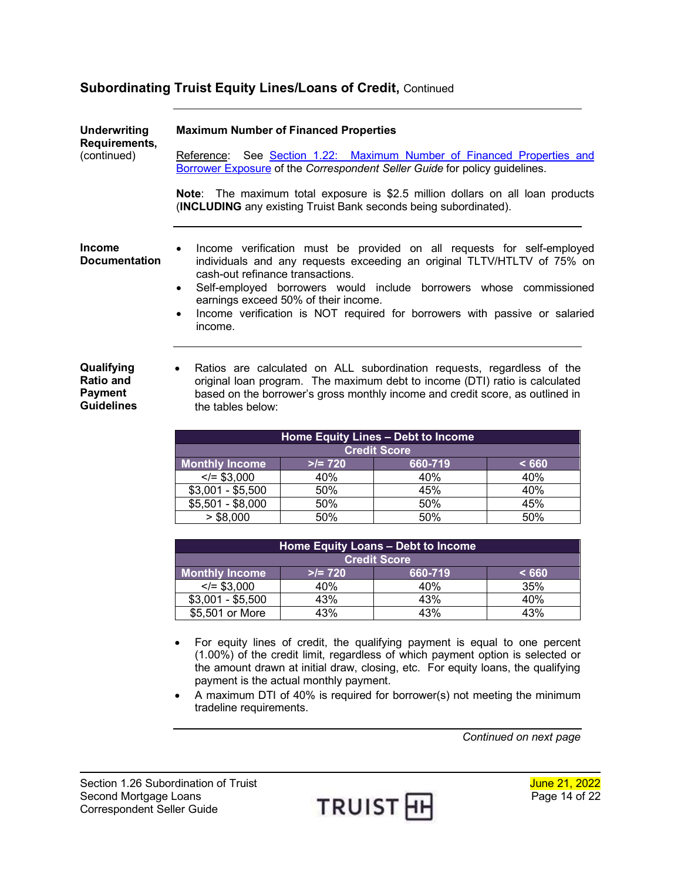## Subordinating Truist Equity Lines/Loans of Credit, Continued

**Underwriting Requirements,** (continued)

**Maximum Number of Financed Properties**

Reference: See Section 1.22: Maximum Number of Financed Properties and Borrower Exposure of the *Correspondent Seller Guide* for policy guidelines.

**Note**: The maximum total exposure is $2.5 million dollars on all loan products (**INCLUDING** any existing Truist Bank seconds being subordinated).

**Income Documentation**

- Income verification must be provided on all requests for self-employed individuals and any requests exceeding an original TLTV/HTLTV of 75% on cash-out refinance transactions.
- Self-employed borrowers would include borrowers whose commissioned earnings exceed 50% of their income.
- Income verification is NOT required for borrowers with passive or salaried income.

**Qualifying Ratio and Payment Guidelines**

- Ratios are calculated on ALL subordination requests, regardless of the original loan program. The maximum debt to income (DTI) ratio is calculated based on the borrower's gross monthly income and credit score, as outlined in the tables below:

| Home Equity Lines – Debt to Income | | | |
|---|---|---|---|
| | Credit Score | | |
| **Monthly Income** | **>/= 720** | **660-719** | **< 660** |
| </= $3,000 | 40% | 40% | 40% |
| $3,001 - $5,500 | 50% | 45% | 40% |
| $5,501 - $8,000 | 50% | 50% | 45% |
| > $8,000 | 50% | 50% | 50% |

| Home Equity Loans – Debt to Income | | | |
|---|---|---|---|
| | Credit Score | | |
| **Monthly Income** | **>/= 720** | **660-719** | **< 660** |
| </= $3,000 | 40% | 40% | 35% |
| $3,001 - $5,500 | 43% | 43% | 40% |
| $5,501 or More | 43% | 43% | 43% |

- For equity lines of credit, the qualifying payment is equal to one percent (1.00%) of the credit limit, regardless of which payment option is selected or the amount drawn at initial draw, closing, etc. For equity loans, the qualifying payment is the actual monthly payment.
- A maximum DTI of 40% is required for borrower(s) not meeting the minimum tradeline requirements.

*Continued on next page*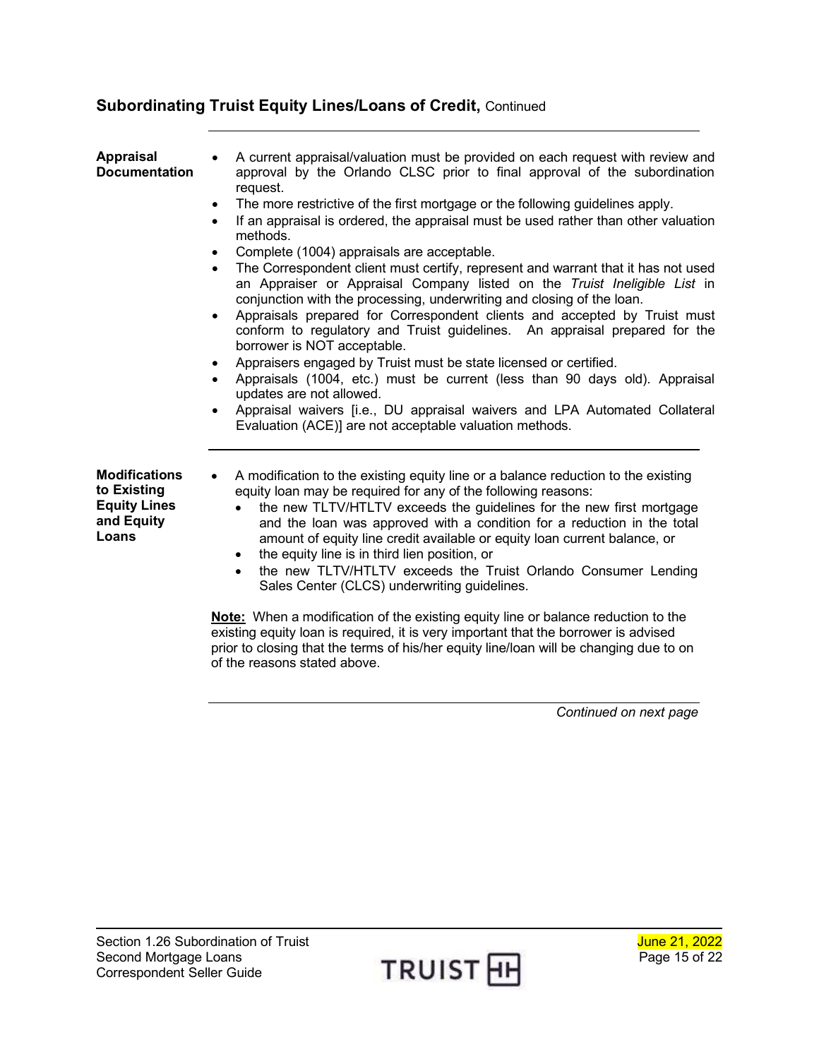## Subordinating Truist Equity Lines/Loans of Credit, Continued

**Appraisal Documentation**

- A current appraisal/valuation must be provided on each request with review and approval by the Orlando CLSC prior to final approval of the subordination request.
- The more restrictive of the first mortgage or the following guidelines apply.
- If an appraisal is ordered, the appraisal must be used rather than other valuation methods.
- Complete (1004) appraisals are acceptable.
- The Correspondent client must certify, represent and warrant that it has not used an Appraiser or Appraisal Company listed on the *Truist Ineligible List* in conjunction with the processing, underwriting and closing of the loan.
- Appraisals prepared for Correspondent clients and accepted by Truist must conform to regulatory and Truist guidelines. An appraisal prepared for the borrower is NOT acceptable.
- Appraisers engaged by Truist must be state licensed or certified.
- Appraisals (1004, etc.) must be current (less than 90 days old). Appraisal updates are not allowed.
- Appraisal waivers [i.e., DU appraisal waivers and LPA Automated Collateral Evaluation (ACE)] are not acceptable valuation methods.

**Modifications to Existing Equity Lines and Equity Loans**

- A modification to the existing equity line or a balance reduction to the existing equity loan may be required for any of the following reasons:
  - the new TLTV/HTLTV exceeds the guidelines for the new first mortgage and the loan was approved with a condition for a reduction in the total amount of equity line credit available or equity loan current balance, or
  - the equity line is in third lien position, or
  - the new TLTV/HTLTV exceeds the Truist Orlando Consumer Lending Sales Center (CLCS) underwriting guidelines.

**Note:** When a modification of the existing equity line or balance reduction to the existing equity loan is required, it is very important that the borrower is advised prior to closing that the terms of his/her equity line/loan will be changing due to on of the reasons stated above.

*Continued on next page*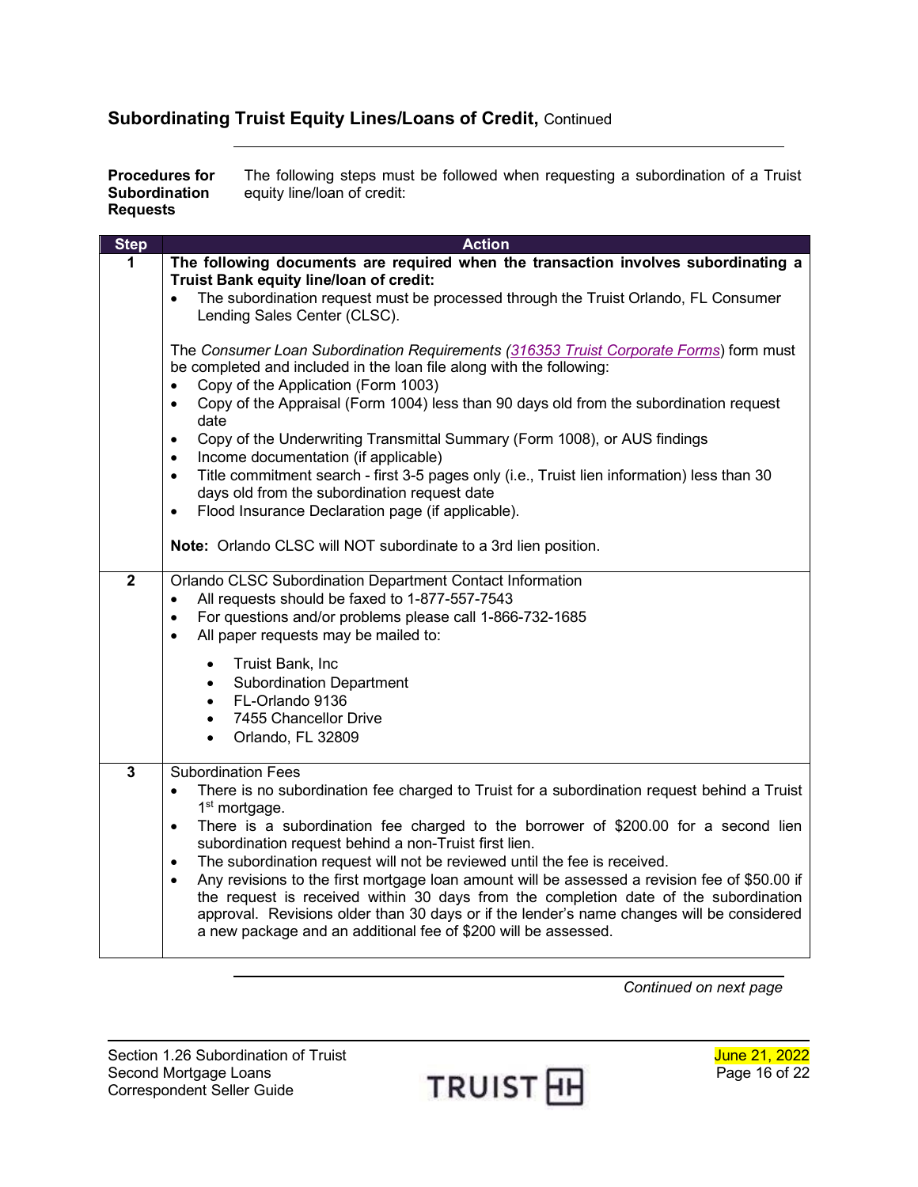## Subordinating Truist Equity Lines/Loans of Credit, Continued

**Procedures for Subordination Requests**

The following steps must be followed when requesting a subordination of a Truist equity line/loan of credit:

| Step | Action |
|---|---|
| 1 | **The following documents are required when the transaction involves subordinating a Truist Bank equity line/loan of credit:**<br>• The subordination request must be processed through the Truist Orlando, FL Consumer Lending Sales Center (CLSC).<br><br>The *Consumer Loan Subordination Requirements* (*316353 Truist Corporate Forms*) form must be completed and included in the loan file along with the following:<br>• Copy of the Application (Form 1003)<br>• Copy of the Appraisal (Form 1004) less than 90 days old from the subordination request date<br>• Copy of the Underwriting Transmittal Summary (Form 1008), or AUS findings<br>• Income documentation (if applicable)<br>• Title commitment search - first 3-5 pages only (i.e., Truist lien information) less than 30 days old from the subordination request date<br>• Flood Insurance Declaration page (if applicable).<br><br>**Note:** Orlando CLSC will NOT subordinate to a 3rd lien position. |
| 2 | Orlando CLSC Subordination Department Contact Information<br>• All requests should be faxed to 1-877-557-7543<br>• For questions and/or problems please call 1-866-732-1685<br>• All paper requests may be mailed to:<br>&nbsp;&nbsp;&nbsp;&nbsp;◦ Truist Bank, Inc<br>&nbsp;&nbsp;&nbsp;&nbsp;◦ Subordination Department<br>&nbsp;&nbsp;&nbsp;&nbsp;◦ FL-Orlando 9136<br>&nbsp;&nbsp;&nbsp;&nbsp;◦ 7455 Chancellor Drive<br>&nbsp;&nbsp;&nbsp;&nbsp;◦ Orlando, FL 32809 |
| 3 | Subordination Fees<br>• There is no subordination fee charged to Truist for a subordination request behind a Truist 1st mortgage.<br>• There is a subordination fee charged to the borrower of $200.00 for a second lien subordination request behind a non-Truist first lien.<br>• The subordination request will not be reviewed until the fee is received.<br>• Any revisions to the first mortgage loan amount will be assessed a revision fee of $50.00 if the request is received within 30 days from the completion date of the subordination approval. Revisions older than 30 days or if the lender's name changes will be considered a new package and an additional fee of $200 will be assessed. |

*Continued on next page*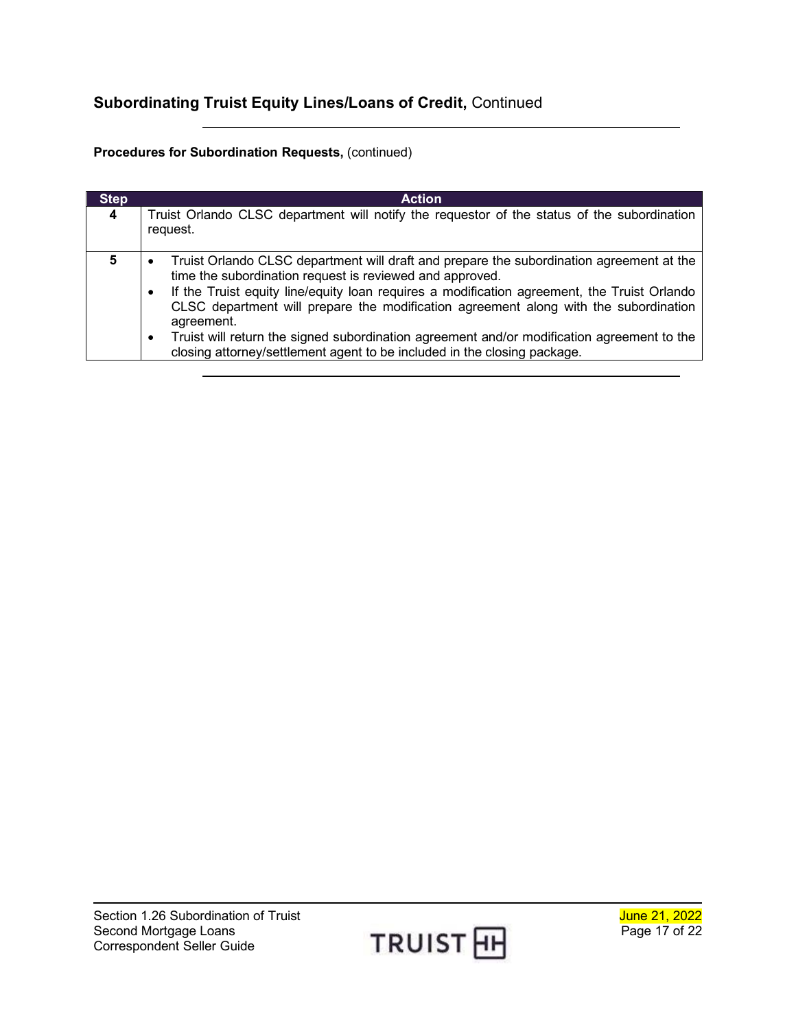## Subordinating Truist Equity Lines/Loans of Credit, Continued

**Procedures for Subordination Requests,** (continued)

| Step | Action |
|---|---|
| 4 | Truist Orlando CLSC department will notify the requestor of the status of the subordination request. |
| 5 | • Truist Orlando CLSC department will draft and prepare the subordination agreement at the time the subordination request is reviewed and approved.<br>• If the Truist equity line/equity loan requires a modification agreement, the Truist Orlando CLSC department will prepare the modification agreement along with the subordination agreement.<br>• Truist will return the signed subordination agreement and/or modification agreement to the closing attorney/settlement agent to be included in the closing package. |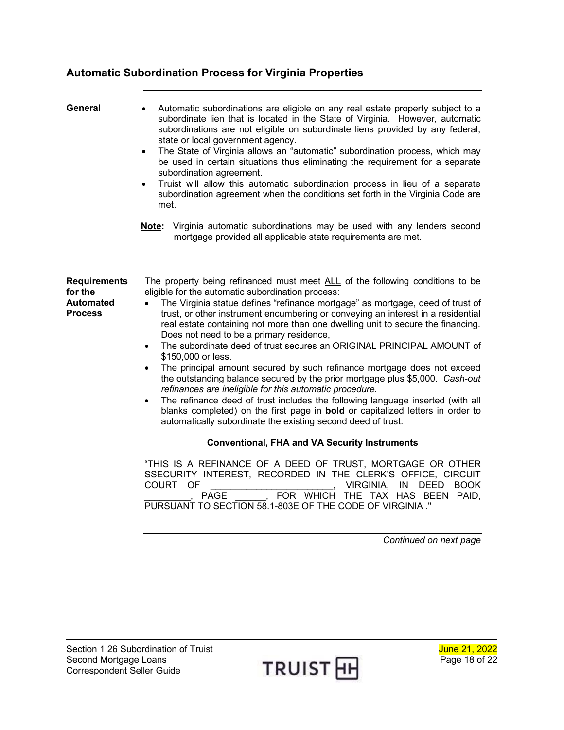## Automatic Subordination Process for Virginia Properties

**General**

- Automatic subordinations are eligible on any real estate property subject to a subordinate lien that is located in the State of Virginia. However, automatic subordinations are not eligible on subordinate liens provided by any federal, state or local government agency.
- The State of Virginia allows an "automatic" subordination process, which may be used in certain situations thus eliminating the requirement for a separate subordination agreement.
- Truist will allow this automatic subordination process in lieu of a separate subordination agreement when the conditions set forth in the Virginia Code are met.

**Note:** Virginia automatic subordinations may be used with any lenders second mortgage provided all applicable state requirements are met.

**Requirements for the Automated Process**

The property being refinanced must meet ALL of the following conditions to be eligible for the automatic subordination process:

- The Virginia statue defines "refinance mortgage" as mortgage, deed of trust of trust, or other instrument encumbering or conveying an interest in a residential real estate containing not more than one dwelling unit to secure the financing. Does not need to be a primary residence,
- The subordinate deed of trust secures an ORIGINAL PRINCIPAL AMOUNT of $150,000 or less.
- The principal amount secured by such refinance mortgage does not exceed the outstanding balance secured by the prior mortgage plus $5,000. *Cash-out refinances are ineligible for this automatic procedure.*
- The refinance deed of trust includes the following language inserted (with all blanks completed) on the first page in **bold** or capitalized letters in order to automatically subordinate the existing second deed of trust:

**Conventional, FHA and VA Security Instruments**

"THIS IS A REFINANCE OF A DEED OF TRUST, MORTGAGE OR OTHER SSECURITY INTEREST, RECORDED IN THE CLERK'S OFFICE, CIRCUIT COURT OF _______________________, VIRGINIA, IN DEED BOOK _________, PAGE ______, FOR WHICH THE TAX HAS BEEN PAID, PURSUANT TO SECTION 58.1-803E OF THE CODE OF VIRGINIA ."

*Continued on next page*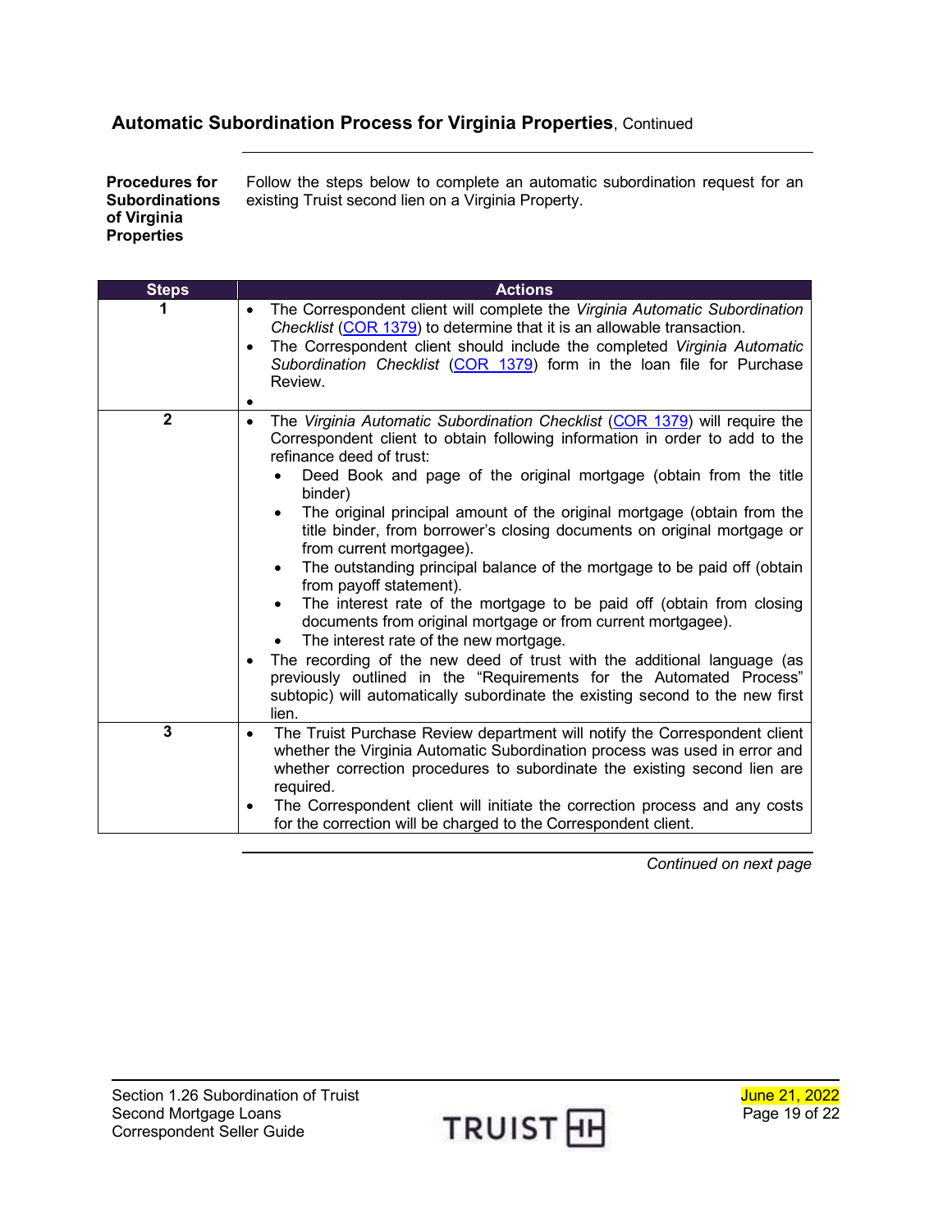## Automatic Subordination Process for Virginia Properties, Continued

**Procedures for Subordinations of Virginia Properties**

Follow the steps below to complete an automatic subordination request for an existing Truist second lien on a Virginia Property.

| Steps | Actions |
| --- | --- |
| 1 | • The Correspondent client will complete the *Virginia Automatic Subordination Checklist* (COR 1379) to determine that it is an allowable transaction.<br>• The Correspondent client should include the completed *Virginia Automatic Subordination Checklist* (COR 1379) form in the loan file for Purchase Review.<br>• |
| 2 | • The *Virginia Automatic Subordination Checklist* (COR 1379) will require the Correspondent client to obtain following information in order to add to the refinance deed of trust:<br>&nbsp;&nbsp;◦ Deed Book and page of the original mortgage (obtain from the title binder)<br>&nbsp;&nbsp;◦ The original principal amount of the original mortgage (obtain from the title binder, from borrower's closing documents on original mortgage or from current mortgagee).<br>&nbsp;&nbsp;◦ The outstanding principal balance of the mortgage to be paid off (obtain from payoff statement).<br>&nbsp;&nbsp;◦ The interest rate of the mortgage to be paid off (obtain from closing documents from original mortgage or from current mortgagee).<br>&nbsp;&nbsp;◦ The interest rate of the new mortgage.<br>• The recording of the new deed of trust with the additional language (as previously outlined in the "Requirements for the Automated Process" subtopic) will automatically subordinate the existing second to the new first lien. |
| 3 | • The Truist Purchase Review department will notify the Correspondent client whether the Virginia Automatic Subordination process was used in error and whether correction procedures to subordinate the existing second lien are required.<br>• The Correspondent client will initiate the correction process and any costs for the correction will be charged to the Correspondent client. |

*Continued on next page*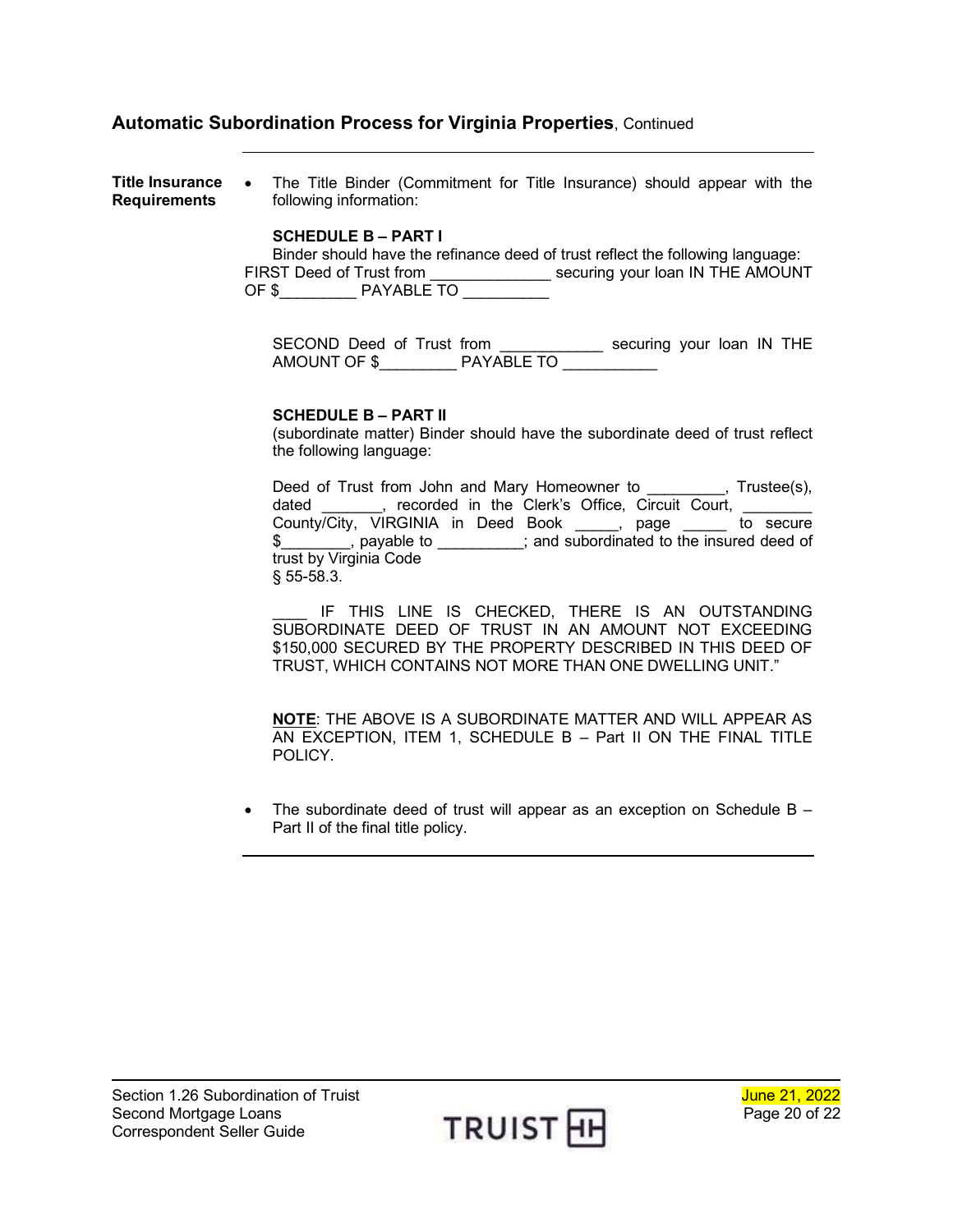## Automatic Subordination Process for Virginia Properties, Continued

**Title Insurance Requirements**

- The Title Binder (Commitment for Title Insurance) should appear with the following information:

  **SCHEDULE B – PART I**

  Binder should have the refinance deed of trust reflect the following language:

  FIRST Deed of Trust from _____________ securing your loan IN THE AMOUNT OF $_________ PAYABLE TO __________

  SECOND Deed of Trust from ____________ securing your loan IN THE AMOUNT OF $_________ PAYABLE TO ___________

  **SCHEDULE B – PART II**

  (subordinate matter) Binder should have the subordinate deed of trust reflect the following language:

  Deed of Trust from John and Mary Homeowner to _________, Trustee(s), dated _______, recorded in the Clerk's Office, Circuit Court, ________ County/City, VIRGINIA in Deed Book _____, page _____ to secure $________, payable to __________; and subordinated to the insured deed of trust by Virginia Code § 55-58.3.

  ____ IF THIS LINE IS CHECKED, THERE IS AN OUTSTANDING SUBORDINATE DEED OF TRUST IN AN AMOUNT NOT EXCEEDING $150,000 SECURED BY THE PROPERTY DESCRIBED IN THIS DEED OF TRUST, WHICH CONTAINS NOT MORE THAN ONE DWELLING UNIT."

  **NOTE**: THE ABOVE IS A SUBORDINATE MATTER AND WILL APPEAR AS AN EXCEPTION, ITEM 1, SCHEDULE B – Part II ON THE FINAL TITLE POLICY.

- The subordinate deed of trust will appear as an exception on Schedule B – Part II of the final title policy.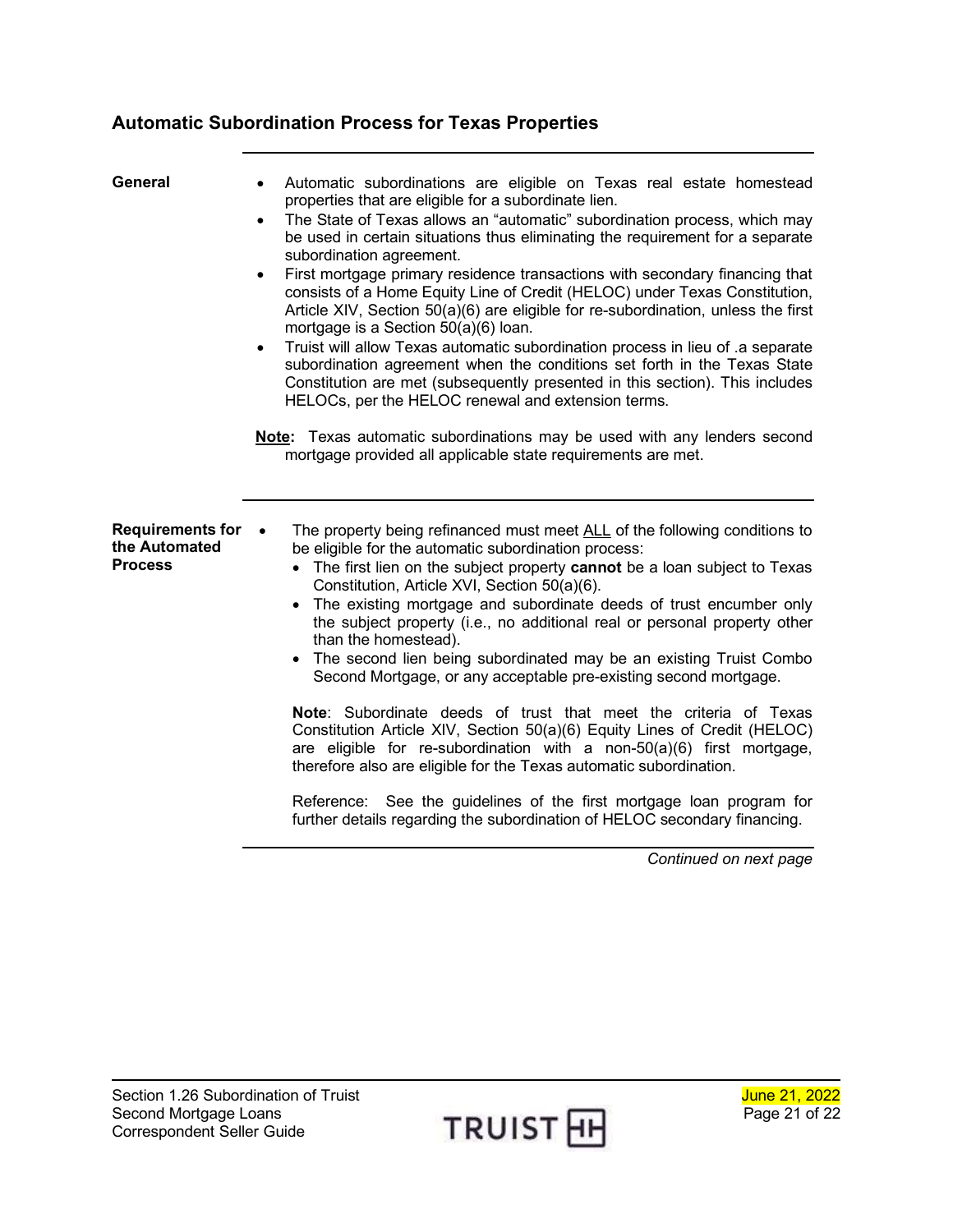## Automatic Subordination Process for Texas Properties

**General**

- Automatic subordinations are eligible on Texas real estate homestead properties that are eligible for a subordinate lien.
- The State of Texas allows an "automatic" subordination process, which may be used in certain situations thus eliminating the requirement for a separate subordination agreement.
- First mortgage primary residence transactions with secondary financing that consists of a Home Equity Line of Credit (HELOC) under Texas Constitution, Article XIV, Section 50(a)(6) are eligible for re-subordination, unless the first mortgage is a Section 50(a)(6) loan.
- Truist will allow Texas automatic subordination process in lieu of .a separate subordination agreement when the conditions set forth in the Texas State Constitution are met (subsequently presented in this section). This includes HELOCs, per the HELOC renewal and extension terms.

**Note:** Texas automatic subordinations may be used with any lenders second mortgage provided all applicable state requirements are met.

**Requirements for the Automated Process**

- The property being refinanced must meet ALL of the following conditions to be eligible for the automatic subordination process:
  - The first lien on the subject property **cannot** be a loan subject to Texas Constitution, Article XVI, Section 50(a)(6).
  - The existing mortgage and subordinate deeds of trust encumber only the subject property (i.e., no additional real or personal property other than the homestead).
  - The second lien being subordinated may be an existing Truist Combo Second Mortgage, or any acceptable pre-existing second mortgage.

**Note**: Subordinate deeds of trust that meet the criteria of Texas Constitution Article XIV, Section 50(a)(6) Equity Lines of Credit (HELOC) are eligible for re-subordination with a non-50(a)(6) first mortgage, therefore also are eligible for the Texas automatic subordination.

Reference: See the guidelines of the first mortgage loan program for further details regarding the subordination of HELOC secondary financing.

*Continued on next page*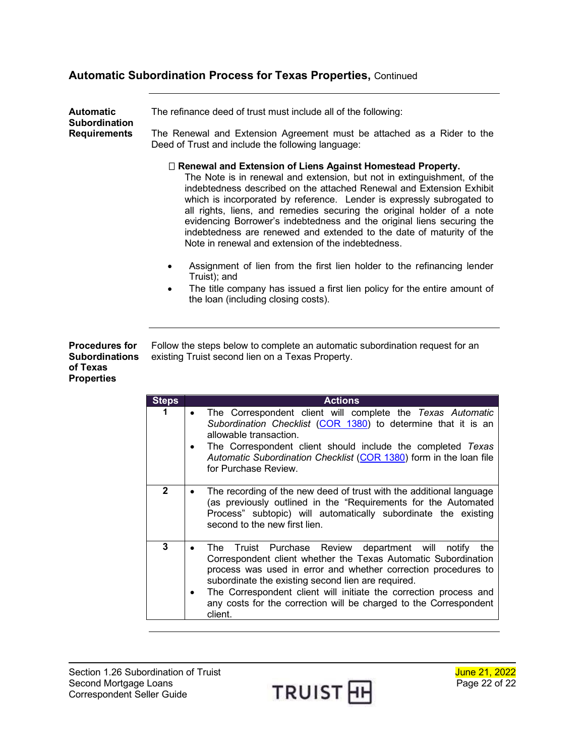## Automatic Subordination Process for Texas Properties, Continued

**Automatic Subordination Requirements**

The refinance deed of trust must include all of the following:

The Renewal and Extension Agreement must be attached as a Rider to the Deed of Trust and include the following language:

- **Renewal and Extension of Liens Against Homestead Property.** The Note is in renewal and extension, but not in extinguishment, of the indebtedness described on the attached Renewal and Extension Exhibit which is incorporated by reference. Lender is expressly subrogated to all rights, liens, and remedies securing the original holder of a note evidencing Borrower's indebtedness and the original liens securing the indebtedness are renewed and extended to the date of maturity of the Note in renewal and extension of the indebtedness.

- Assignment of lien from the first lien holder to the refinancing lender Truist); and
- The title company has issued a first lien policy for the entire amount of the loan (including closing costs).

**Procedures for Subordinations of Texas Properties**

Follow the steps below to complete an automatic subordination request for an existing Truist second lien on a Texas Property.

| Steps | Actions |
|---|---|
| 1 | • The Correspondent client will complete the *Texas Automatic Subordination Checklist* (COR 1380) to determine that it is an allowable transaction.<br>• The Correspondent client should include the completed *Texas Automatic Subordination Checklist* (COR 1380) form in the loan file for Purchase Review. |
| 2 | • The recording of the new deed of trust with the additional language (as previously outlined in the "Requirements for the Automated Process" subtopic) will automatically subordinate the existing second to the new first lien. |
| 3 | • The Truist Purchase Review department will notify the Correspondent client whether the Texas Automatic Subordination process was used in error and whether correction procedures to subordinate the existing second lien are required.<br>• The Correspondent client will initiate the correction process and any costs for the correction will be charged to the Correspondent client. |